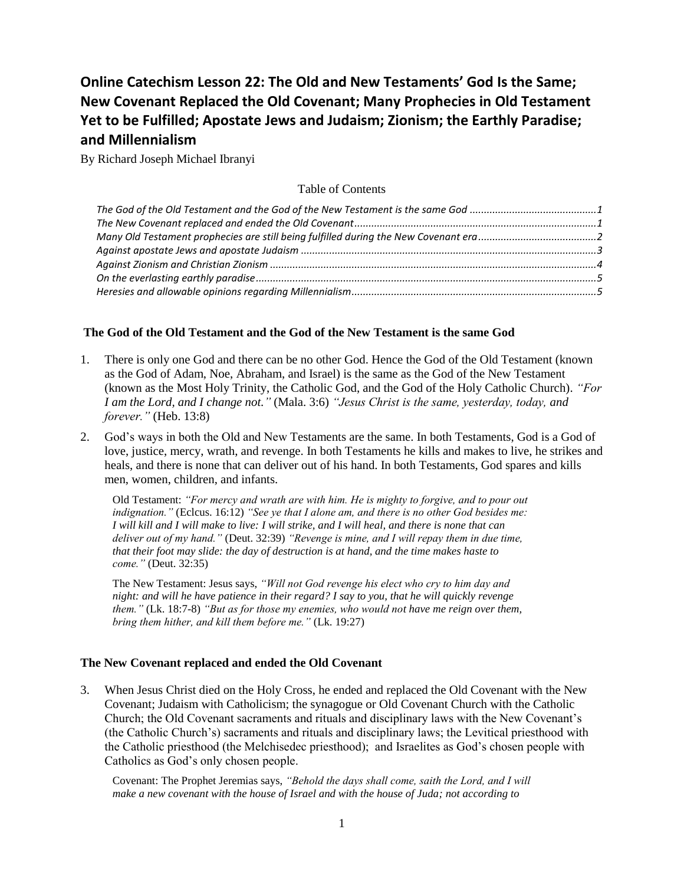# Online Catechism Lesson 22: The Old and New Testaments' God Is the Same; New Covenant Replaced the Old Covenant; Many Prophecies in Old Testament Yet to be Fulfilled; Apostate Jews and Judaism; Zionism; the Earthly Paradise; and Millennialism

By Richard Joseph Michael Ibranyi

Table of Contents

*The God of the Old Testament and the God of the New Testament is the same God* ............................................1
*The New Covenant replaced and ended the Old Covenant* ....................................................................................1
*Many Old Testament prophecies are still being fulfilled during the New Covenant era* ..........................................2
*Against apostate Jews and apostate Judaism* ........................................................................................................3
*Against Zionism and Christian Zionism* ..................................................................................................................4
*On the everlasting earthly paradise* .......................................................................................................................5
*Heresies and allowable opinions regarding Millennialism* .....................................................................................5

### The God of the Old Testament and the God of the New Testament is the same God

1. There is only one God and there can be no other God. Hence the God of the Old Testament (known as the God of Adam, Noe, Abraham, and Israel) is the same as the God of the New Testament (known as the Most Holy Trinity, the Catholic God, and the God of the Holy Catholic Church). *"For I am the Lord, and I change not."* (Mala. 3:6) *"Jesus Christ is the same, yesterday, today, and forever."* (Heb. 13:8)

2. God's ways in both the Old and New Testaments are the same. In both Testaments, God is a God of love, justice, mercy, wrath, and revenge. In both Testaments he kills and makes to live, he strikes and heals, and there is none that can deliver out of his hand. In both Testaments, God spares and kills men, women, children, and infants.

   Old Testament: *"For mercy and wrath are with him. He is mighty to forgive, and to pour out indignation."* (Eclcus. 16:12) *"See ye that I alone am, and there is no other God besides me: I will kill and I will make to live: I will strike, and I will heal, and there is none that can deliver out of my hand."* (Deut. 32:39) *"Revenge is mine, and I will repay them in due time, that their foot may slide: the day of destruction is at hand, and the time makes haste to come."* (Deut. 32:35)

   The New Testament: Jesus says, *"Will not God revenge his elect who cry to him day and night: and will he have patience in their regard? I say to you, that he will quickly revenge them."* (Lk. 18:7-8) *"But as for those my enemies, who would not have me reign over them, bring them hither, and kill them before me."* (Lk. 19:27)

### The New Covenant replaced and ended the Old Covenant

3. When Jesus Christ died on the Holy Cross, he ended and replaced the Old Covenant with the New Covenant; Judaism with Catholicism; the synagogue or Old Covenant Church with the Catholic Church; the Old Covenant sacraments and rituals and disciplinary laws with the New Covenant's (the Catholic Church's) sacraments and rituals and disciplinary laws; the Levitical priesthood with the Catholic priesthood (the Melchisedec priesthood); and Israelites as God's chosen people with Catholics as God's only chosen people.

   Covenant: The Prophet Jeremias says, *"Behold the days shall come, saith the Lord, and I will make a new covenant with the house of Israel and with the house of Juda; not according to*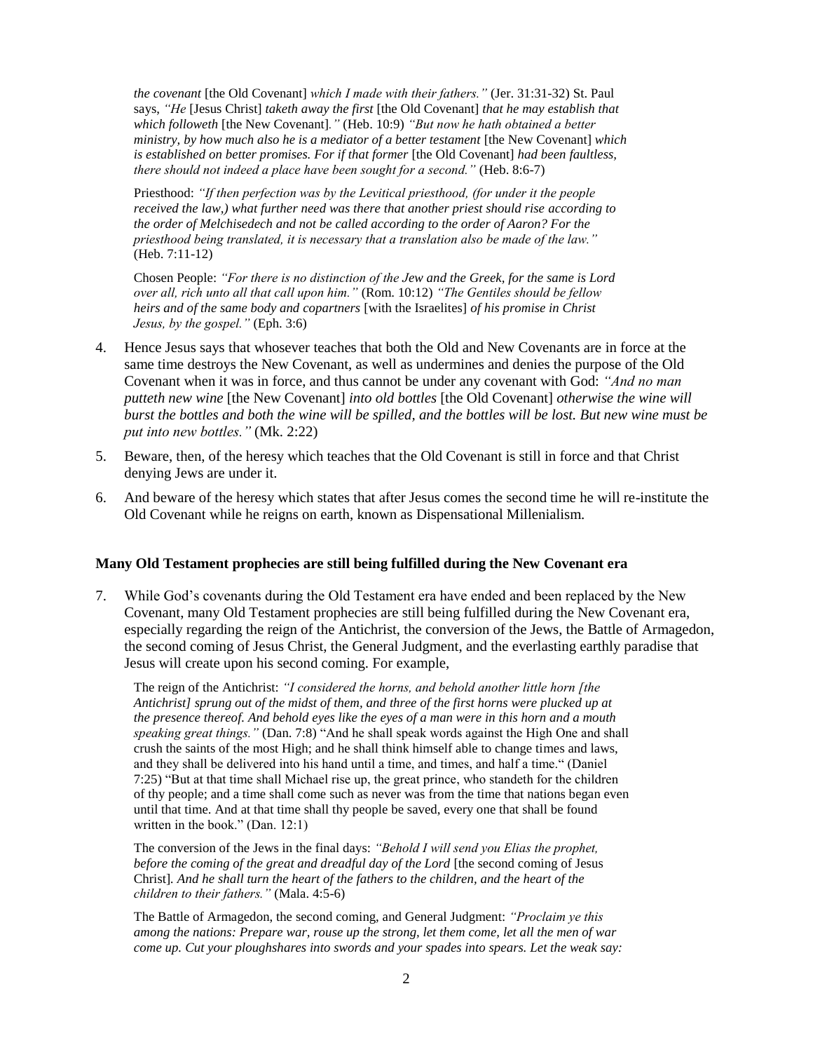*the covenant* [the Old Covenant] *which I made with their fathers."* (Jer. 31:31-32) St. Paul says, *"He* [Jesus Christ] *taketh away the first* [the Old Covenant] *that he may establish that which followeth* [the New Covenant]*."* (Heb. 10:9) *"But now he hath obtained a better ministry, by how much also he is a mediator of a better testament* [the New Covenant] *which is established on better promises. For if that former* [the Old Covenant] *had been faultless, there should not indeed a place have been sought for a second."* (Heb. 8:6-7)

> Priesthood: *"If then perfection was by the Levitical priesthood, (for under it the people received the law,) what further need was there that another priest should rise according to the order of Melchisedech and not be called according to the order of Aaron? For the priesthood being translated, it is necessary that a translation also be made of the law."* (Heb. 7:11-12)

> Chosen People: *"For there is no distinction of the Jew and the Greek, for the same is Lord over all, rich unto all that call upon him."* (Rom. 10:12) *"The Gentiles should be fellow heirs and of the same body and copartners* [with the Israelites] *of his promise in Christ Jesus, by the gospel."* (Eph. 3:6)

4. Hence Jesus says that whosever teaches that both the Old and New Covenants are in force at the same time destroys the New Covenant, as well as undermines and denies the purpose of the Old Covenant when it was in force, and thus cannot be under any covenant with God: *"And no man putteth new wine* [the New Covenant] *into old bottles* [the Old Covenant] *otherwise the wine will burst the bottles and both the wine will be spilled, and the bottles will be lost. But new wine must be put into new bottles."* (Mk. 2:22)
5. Beware, then, of the heresy which teaches that the Old Covenant is still in force and that Christ denying Jews are under it.
6. And beware of the heresy which states that after Jesus comes the second time he will re-institute the Old Covenant while he reigns on earth, known as Dispensational Millenialism.

### Many Old Testament prophecies are still being fulfilled during the New Covenant era

7. While God's covenants during the Old Testament era have ended and been replaced by the New Covenant, many Old Testament prophecies are still being fulfilled during the New Covenant era, especially regarding the reign of the Antichrist, the conversion of the Jews, the Battle of Armagedon, the second coming of Jesus Christ, the General Judgment, and the everlasting earthly paradise that Jesus will create upon his second coming. For example,

> The reign of the Antichrist: *"I considered the horns, and behold another little horn [the Antichrist] sprung out of the midst of them, and three of the first horns were plucked up at the presence thereof. And behold eyes like the eyes of a man were in this horn and a mouth speaking great things."* (Dan. 7:8) "And he shall speak words against the High One and shall crush the saints of the most High; and he shall think himself able to change times and laws, and they shall be delivered into his hand until a time, and times, and half a time." (Daniel 7:25) "But at that time shall Michael rise up, the great prince, who standeth for the children of thy people; and a time shall come such as never was from the time that nations began even until that time. And at that time shall thy people be saved, every one that shall be found written in the book." (Dan. 12:1)

> The conversion of the Jews in the final days: *"Behold I will send you Elias the prophet, before the coming of the great and dreadful day of the Lord* [the second coming of Jesus Christ]*. And he shall turn the heart of the fathers to the children, and the heart of the children to their fathers."* (Mala. 4:5-6)

> The Battle of Armagedon, the second coming, and General Judgment: *"Proclaim ye this among the nations: Prepare war, rouse up the strong, let them come, let all the men of war come up. Cut your ploughshares into swords and your spades into spears. Let the weak say:*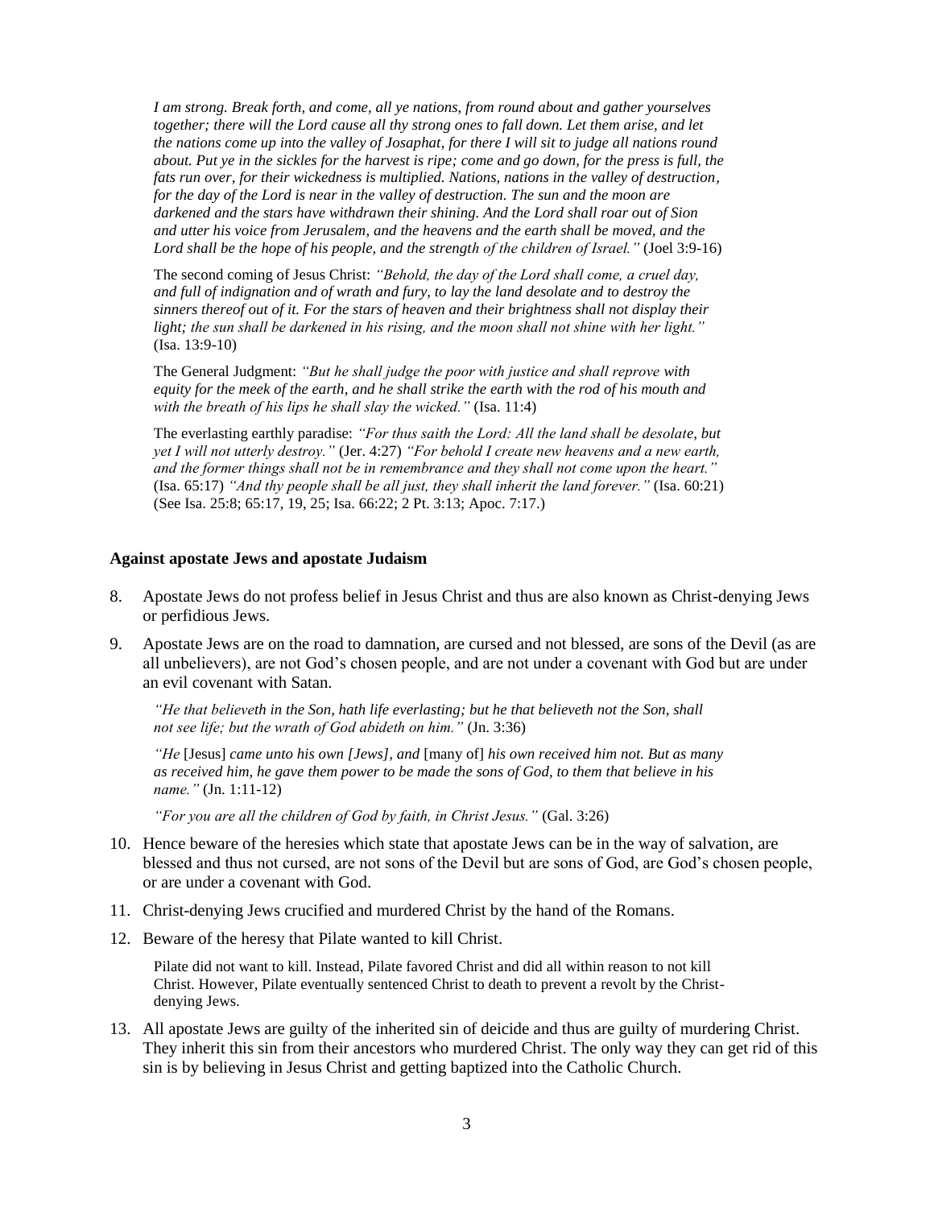*I am strong. Break forth, and come, all ye nations, from round about and gather yourselves together; there will the Lord cause all thy strong ones to fall down. Let them arise, and let the nations come up into the valley of Josaphat, for there I will sit to judge all nations round about. Put ye in the sickles for the harvest is ripe; come and go down, for the press is full, the fats run over, for their wickedness is multiplied. Nations, nations in the valley of destruction, for the day of the Lord is near in the valley of destruction. The sun and the moon are darkened and the stars have withdrawn their shining. And the Lord shall roar out of Sion and utter his voice from Jerusalem, and the heavens and the earth shall be moved, and the Lord shall be the hope of his people, and the strength of the children of Israel."* (Joel 3:9-16)

The second coming of Jesus Christ: *"Behold, the day of the Lord shall come, a cruel day, and full of indignation and of wrath and fury, to lay the land desolate and to destroy the sinners thereof out of it. For the stars of heaven and their brightness shall not display their light; the sun shall be darkened in his rising, and the moon shall not shine with her light."* (Isa. 13:9-10)

The General Judgment: *"But he shall judge the poor with justice and shall reprove with equity for the meek of the earth, and he shall strike the earth with the rod of his mouth and with the breath of his lips he shall slay the wicked."* (Isa. 11:4)

The everlasting earthly paradise: *"For thus saith the Lord: All the land shall be desolate, but yet I will not utterly destroy."* (Jer. 4:27) *"For behold I create new heavens and a new earth, and the former things shall not be in remembrance and they shall not come upon the heart."* (Isa. 65:17) *"And thy people shall be all just, they shall inherit the land forever."* (Isa. 60:21) (See Isa. 25:8; 65:17, 19, 25; Isa. 66:22; 2 Pt. 3:13; Apoc. 7:17.)

**Against apostate Jews and apostate Judaism**

8. Apostate Jews do not profess belief in Jesus Christ and thus are also known as Christ-denying Jews or perfidious Jews.

9. Apostate Jews are on the road to damnation, are cursed and not blessed, are sons of the Devil (as are all unbelievers), are not God's chosen people, and are not under a covenant with God but are under an evil covenant with Satan.

   *"He that believeth in the Son, hath life everlasting; but he that believeth not the Son, shall not see life; but the wrath of God abideth on him."* (Jn. 3:36)

   *"He* [Jesus] *came unto his own [Jews], and* [many of] *his own received him not. But as many as received him, he gave them power to be made the sons of God, to them that believe in his name."* (Jn. 1:11-12)

   *"For you are all the children of God by faith, in Christ Jesus."* (Gal. 3:26)

10. Hence beware of the heresies which state that apostate Jews can be in the way of salvation, are blessed and thus not cursed, are not sons of the Devil but are sons of God, are God's chosen people, or are under a covenant with God.

11. Christ-denying Jews crucified and murdered Christ by the hand of the Romans.

12. Beware of the heresy that Pilate wanted to kill Christ.

    Pilate did not want to kill. Instead, Pilate favored Christ and did all within reason to not kill Christ. However, Pilate eventually sentenced Christ to death to prevent a revolt by the Christ-denying Jews.

13. All apostate Jews are guilty of the inherited sin of deicide and thus are guilty of murdering Christ. They inherit this sin from their ancestors who murdered Christ. The only way they can get rid of this sin is by believing in Jesus Christ and getting baptized into the Catholic Church.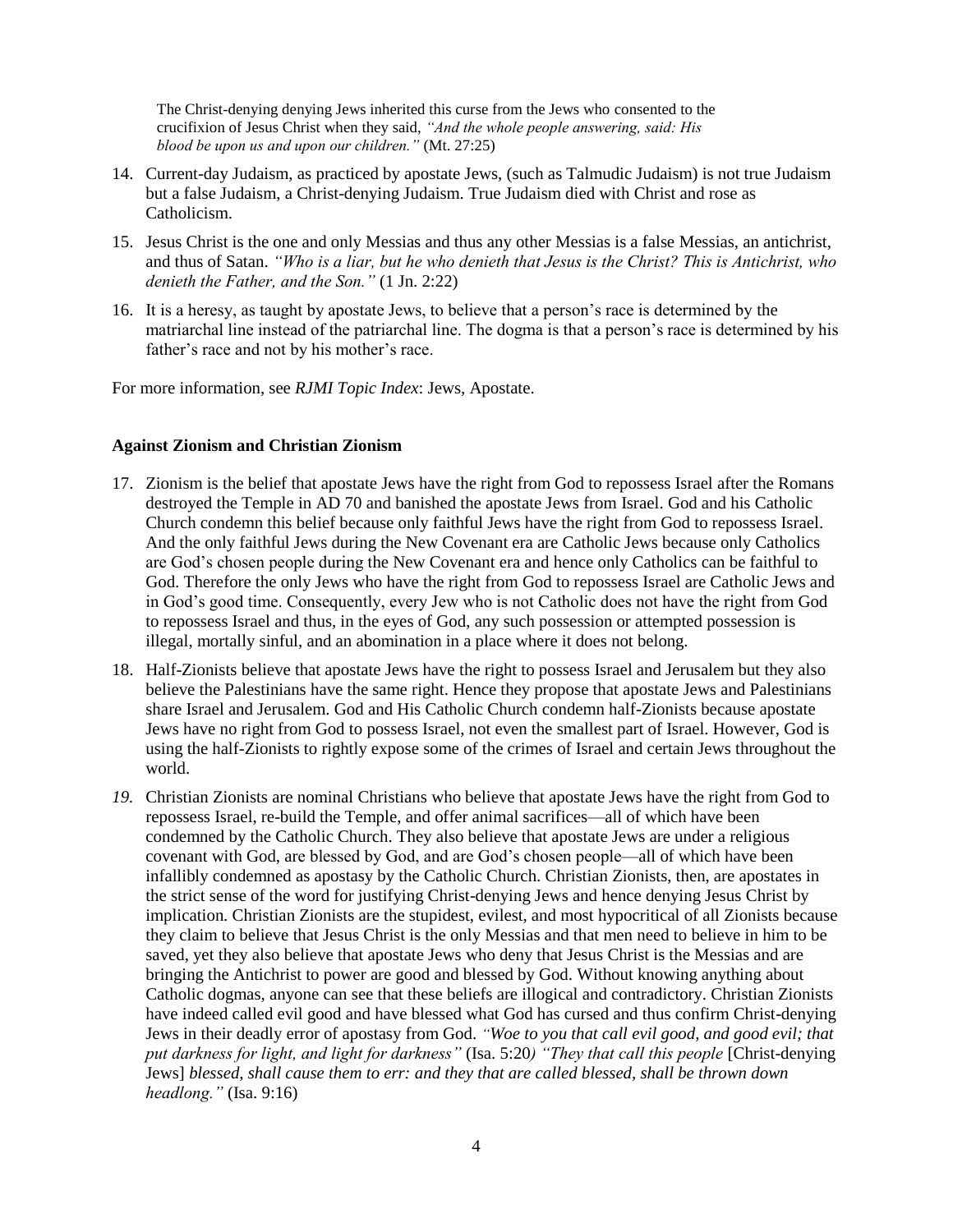The Christ-denying denying Jews inherited this curse from the Jews who consented to the crucifixion of Jesus Christ when they said, *"And the whole people answering, said: His blood be upon us and upon our children."* (Mt. 27:25)

14. Current-day Judaism, as practiced by apostate Jews, (such as Talmudic Judaism) is not true Judaism but a false Judaism, a Christ-denying Judaism. True Judaism died with Christ and rose as Catholicism.
15. Jesus Christ is the one and only Messias and thus any other Messias is a false Messias, an antichrist, and thus of Satan. *"Who is a liar, but he who denieth that Jesus is the Christ? This is Antichrist, who denieth the Father, and the Son."* (1 Jn. 2:22)
16. It is a heresy, as taught by apostate Jews, to believe that a person's race is determined by the matriarchal line instead of the patriarchal line. The dogma is that a person's race is determined by his father's race and not by his mother's race.

For more information, see *RJMI Topic Index*: Jews, Apostate.

**Against Zionism and Christian Zionism**

17. Zionism is the belief that apostate Jews have the right from God to repossess Israel after the Romans destroyed the Temple in AD 70 and banished the apostate Jews from Israel. God and his Catholic Church condemn this belief because only faithful Jews have the right from God to repossess Israel. And the only faithful Jews during the New Covenant era are Catholic Jews because only Catholics are God's chosen people during the New Covenant era and hence only Catholics can be faithful to God. Therefore the only Jews who have the right from God to repossess Israel are Catholic Jews and in God's good time. Consequently, every Jew who is not Catholic does not have the right from God to repossess Israel and thus, in the eyes of God, any such possession or attempted possession is illegal, mortally sinful, and an abomination in a place where it does not belong.
18. Half-Zionists believe that apostate Jews have the right to possess Israel and Jerusalem but they also believe the Palestinians have the same right. Hence they propose that apostate Jews and Palestinians share Israel and Jerusalem. God and His Catholic Church condemn half-Zionists because apostate Jews have no right from God to possess Israel, not even the smallest part of Israel. However, God is using the half-Zionists to rightly expose some of the crimes of Israel and certain Jews throughout the world.
19. Christian Zionists are nominal Christians who believe that apostate Jews have the right from God to repossess Israel, re-build the Temple, and offer animal sacrifices—all of which have been condemned by the Catholic Church. They also believe that apostate Jews are under a religious covenant with God, are blessed by God, and are God's chosen people—all of which have been infallibly condemned as apostasy by the Catholic Church. Christian Zionists, then, are apostates in the strict sense of the word for justifying Christ-denying Jews and hence denying Jesus Christ by implication. Christian Zionists are the stupidest, evilest, and most hypocritical of all Zionists because they claim to believe that Jesus Christ is the only Messias and that men need to believe in him to be saved, yet they also believe that apostate Jews who deny that Jesus Christ is the Messias and are bringing the Antichrist to power are good and blessed by God. Without knowing anything about Catholic dogmas, anyone can see that these beliefs are illogical and contradictory. Christian Zionists have indeed called evil good and have blessed what God has cursed and thus confirm Christ-denying Jews in their deadly error of apostasy from God. *"Woe to you that call evil good, and good evil; that put darkness for light, and light for darkness"* (Isa. 5:20) *"They that call this people* [Christ-denying Jews] *blessed, shall cause them to err: and they that are called blessed, shall be thrown down headlong."* (Isa. 9:16)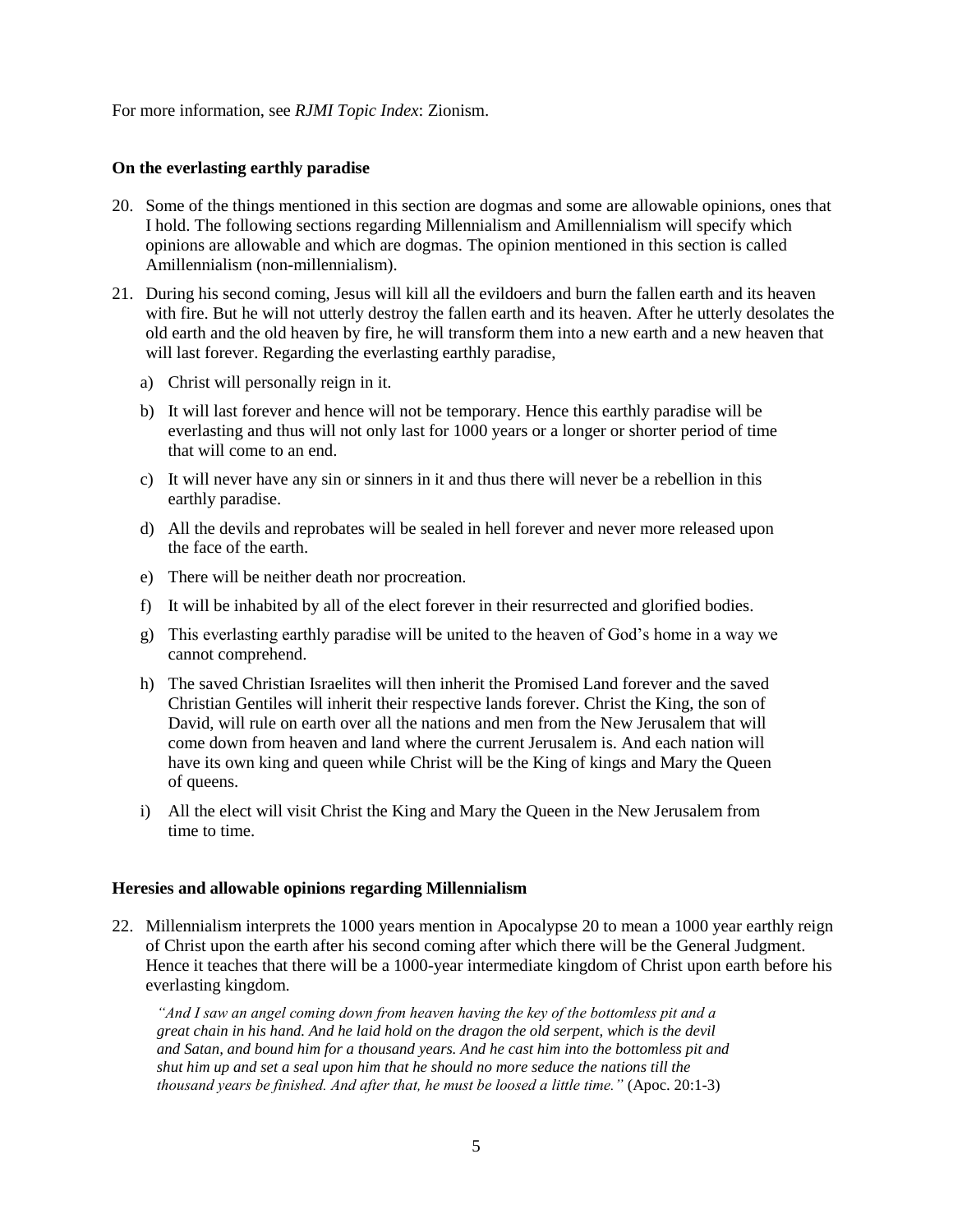For more information, see *RJMI Topic Index*: Zionism.

### On the everlasting earthly paradise

20. Some of the things mentioned in this section are dogmas and some are allowable opinions, ones that I hold. The following sections regarding Millennialism and Amillennialism will specify which opinions are allowable and which are dogmas. The opinion mentioned in this section is called Amillennialism (non-millennialism).

21. During his second coming, Jesus will kill all the evildoers and burn the fallen earth and its heaven with fire. But he will not utterly destroy the fallen earth and its heaven. After he utterly desolates the old earth and the old heaven by fire, he will transform them into a new earth and a new heaven that will last forever. Regarding the everlasting earthly paradise,

    a) Christ will personally reign in it.

    b) It will last forever and hence will not be temporary. Hence this earthly paradise will be everlasting and thus will not only last for 1000 years or a longer or shorter period of time that will come to an end.

    c) It will never have any sin or sinners in it and thus there will never be a rebellion in this earthly paradise.

    d) All the devils and reprobates will be sealed in hell forever and never more released upon the face of the earth.

    e) There will be neither death nor procreation.

    f) It will be inhabited by all of the elect forever in their resurrected and glorified bodies.

    g) This everlasting earthly paradise will be united to the heaven of God's home in a way we cannot comprehend.

    h) The saved Christian Israelites will then inherit the Promised Land forever and the saved Christian Gentiles will inherit their respective lands forever. Christ the King, the son of David, will rule on earth over all the nations and men from the New Jerusalem that will come down from heaven and land where the current Jerusalem is. And each nation will have its own king and queen while Christ will be the King of kings and Mary the Queen of queens.

    i) All the elect will visit Christ the King and Mary the Queen in the New Jerusalem from time to time.

### Heresies and allowable opinions regarding Millennialism

22. Millennialism interprets the 1000 years mention in Apocalypse 20 to mean a 1000 year earthly reign of Christ upon the earth after his second coming after which there will be the General Judgment. Hence it teaches that there will be a 1000-year intermediate kingdom of Christ upon earth before his everlasting kingdom.

    *"And I saw an angel coming down from heaven having the key of the bottomless pit and a great chain in his hand. And he laid hold on the dragon the old serpent, which is the devil and Satan, and bound him for a thousand years. And he cast him into the bottomless pit and shut him up and set a seal upon him that he should no more seduce the nations till the thousand years be finished. And after that, he must be loosed a little time."* (Apoc. 20:1-3)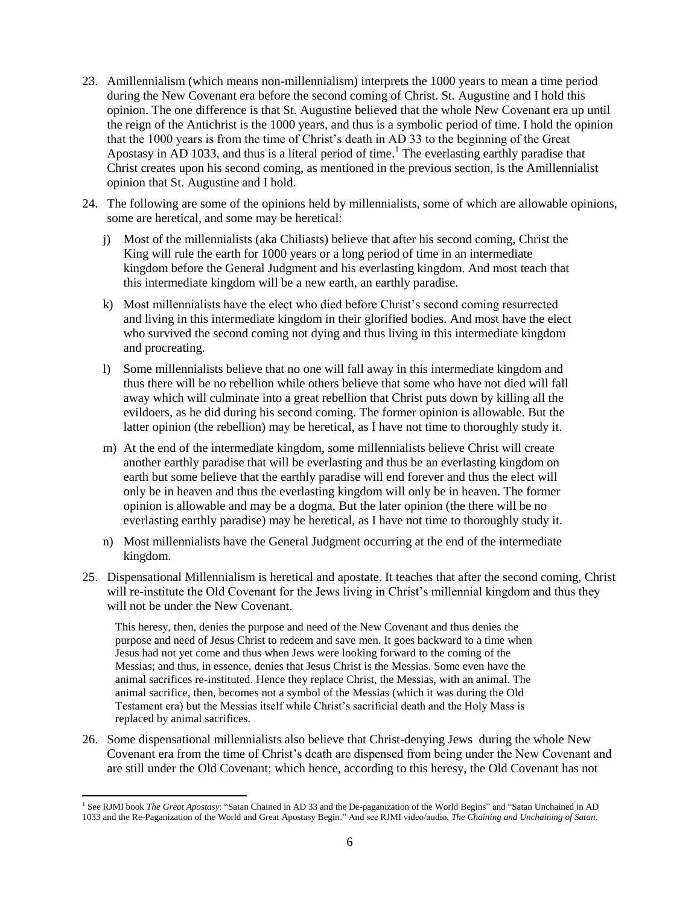23. Amillennialism (which means non-millennialism) interprets the 1000 years to mean a time period during the New Covenant era before the second coming of Christ. St. Augustine and I hold this opinion. The one difference is that St. Augustine believed that the whole New Covenant era up until the reign of the Antichrist is the 1000 years, and thus is a symbolic period of time. I hold the opinion that the 1000 years is from the time of Christ's death in AD 33 to the beginning of the Great Apostasy in AD 1033, and thus is a literal period of time.[1] The everlasting earthly paradise that Christ creates upon his second coming, as mentioned in the previous section, is the Amillennialist opinion that St. Augustine and I hold.

24. The following are some of the opinions held by millennialists, some of which are allowable opinions, some are heretical, and some may be heretical:

    j) Most of the millennialists (aka Chiliasts) believe that after his second coming, Christ the King will rule the earth for 1000 years or a long period of time in an intermediate kingdom before the General Judgment and his everlasting kingdom. And most teach that this intermediate kingdom will be a new earth, an earthly paradise.

    k) Most millennialists have the elect who died before Christ's second coming resurrected and living in this intermediate kingdom in their glorified bodies. And most have the elect who survived the second coming not dying and thus living in this intermediate kingdom and procreating.

    l) Some millennialists believe that no one will fall away in this intermediate kingdom and thus there will be no rebellion while others believe that some who have not died will fall away which will culminate into a great rebellion that Christ puts down by killing all the evildoers, as he did during his second coming. The former opinion is allowable. But the latter opinion (the rebellion) may be heretical, as I have not time to thoroughly study it.

    m) At the end of the intermediate kingdom, some millennialists believe Christ will create another earthly paradise that will be everlasting and thus be an everlasting kingdom on earth but some believe that the earthly paradise will end forever and thus the elect will only be in heaven and thus the everlasting kingdom will only be in heaven. The former opinion is allowable and may be a dogma. But the later opinion (the there will be no everlasting earthly paradise) may be heretical, as I have not time to thoroughly study it.

    n) Most millennialists have the General Judgment occurring at the end of the intermediate kingdom.

25. Dispensational Millennialism is heretical and apostate. It teaches that after the second coming, Christ will re-institute the Old Covenant for the Jews living in Christ's millennial kingdom and thus they will not be under the New Covenant.

    This heresy, then, denies the purpose and need of the New Covenant and thus denies the purpose and need of Jesus Christ to redeem and save men. It goes backward to a time when Jesus had not yet come and thus when Jews were looking forward to the coming of the Messias; and thus, in essence, denies that Jesus Christ is the Messias. Some even have the animal sacrifices re-instituted. Hence they replace Christ, the Messias, with an animal. The animal sacrifice, then, becomes not a symbol of the Messias (which it was during the Old Testament era) but the Messias itself while Christ's sacrificial death and the Holy Mass is replaced by animal sacrifices.

26. Some dispensational millennialists also believe that Christ-denying Jews during the whole New Covenant era from the time of Christ's death are dispensed from being under the New Covenant and are still under the Old Covenant; which hence, according to this heresy, the Old Covenant has not

---

[1] See RJMI book *The Great Apostasy*: "Satan Chained in AD 33 and the De-paganization of the World Begins" and "Satan Unchained in AD 1033 and the Re-Paganization of the World and Great Apostasy Begin." And see RJMI video/audio, *The Chaining and Unchaining of Satan*.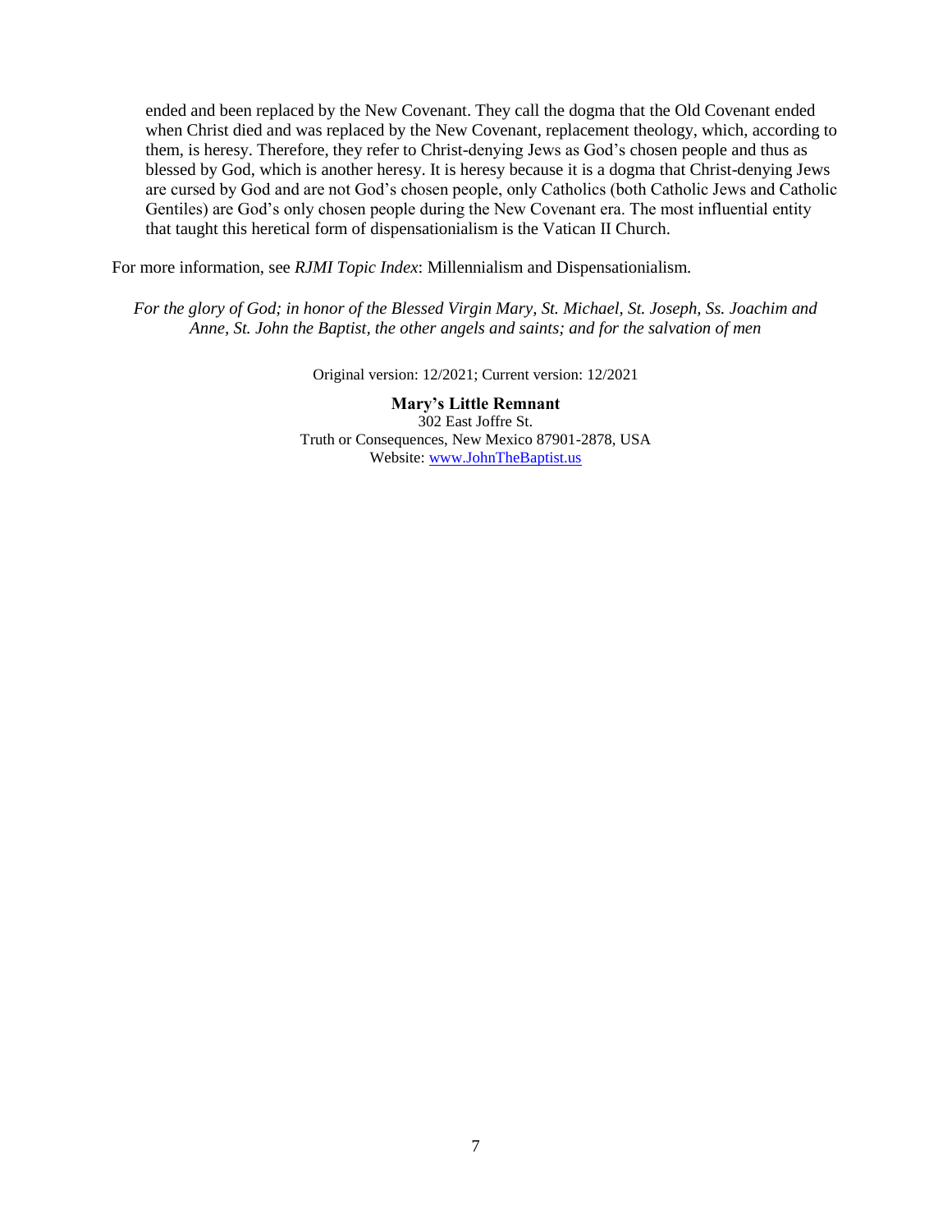ended and been replaced by the New Covenant. They call the dogma that the Old Covenant ended when Christ died and was replaced by the New Covenant, replacement theology, which, according to them, is heresy. Therefore, they refer to Christ-denying Jews as God's chosen people and thus as blessed by God, which is another heresy. It is heresy because it is a dogma that Christ-denying Jews are cursed by God and are not God's chosen people, only Catholics (both Catholic Jews and Catholic Gentiles) are God's only chosen people during the New Covenant era. The most influential entity that taught this heretical form of dispensationalism is the Vatican II Church.

For more information, see *RJMI Topic Index*: Millennialism and Dispensationialism.

*For the glory of God; in honor of the Blessed Virgin Mary, St. Michael, St. Joseph, Ss. Joachim and Anne, St. John the Baptist, the other angels and saints; and for the salvation of men*

Original version: 12/2021; Current version: 12/2021

**Mary's Little Remnant**
302 East Joffre St.
Truth or Consequences, New Mexico 87901-2878, USA
Website: www.JohnTheBaptist.us